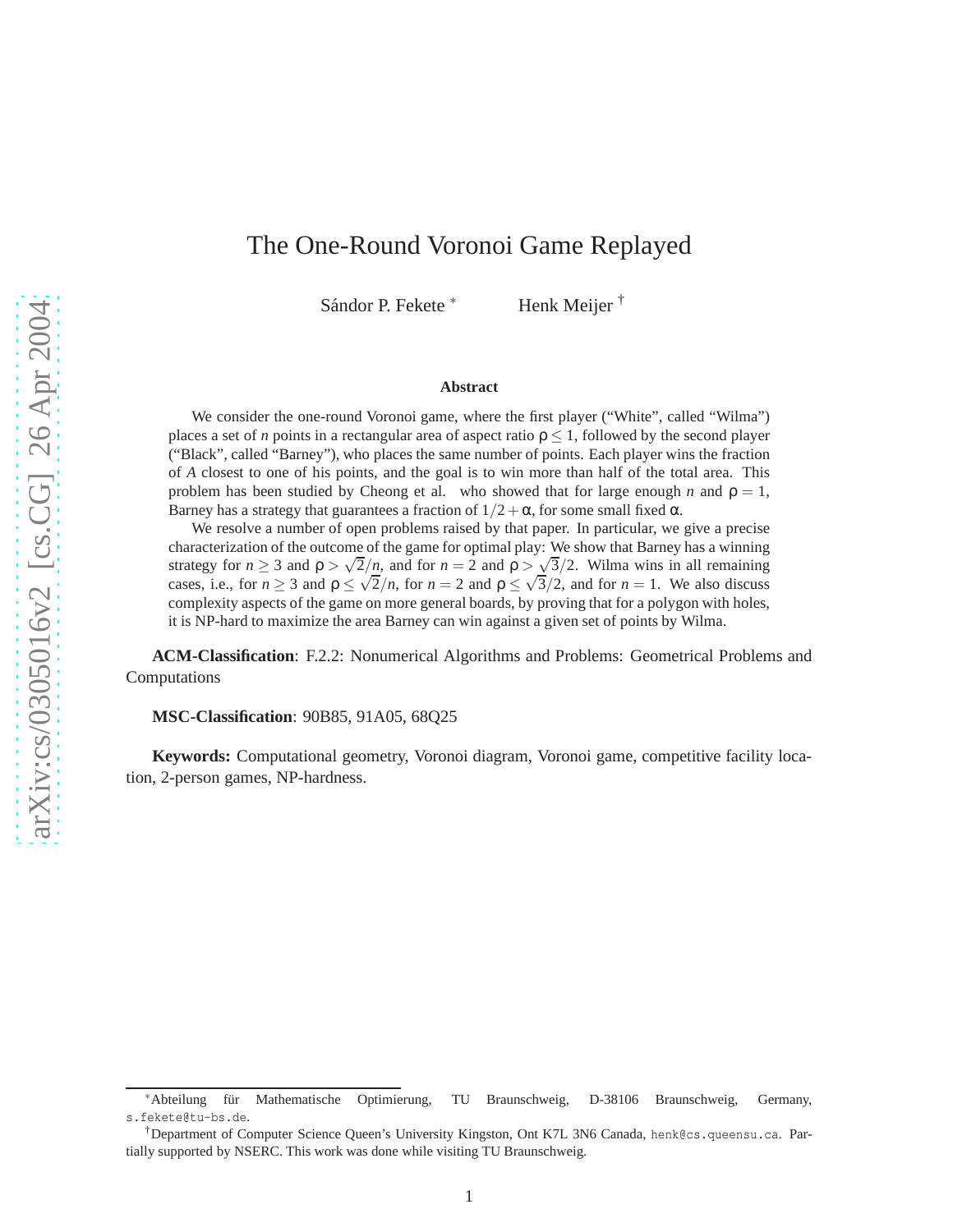# The One-Round Voronoi Game Replayed

Sándor P. Fekete [*] Henk Meijer [†]

### Abstract

We consider the one-round Voronoi game, where the first player ("White", called "Wilma") places a set of $n$ points in a rectangular area of aspect ratio $\rho \leq 1$, followed by the second player ("Black", called "Barney"), who places the same number of points. Each player wins the fraction of $A$ closest to one of his points, and the goal is to win more than half of the total area. This problem has been studied by Cheong et al. who showed that for large enough $n$ and $\rho = 1$, Barney has a strategy that guarantees a fraction of $1/2 + \alpha$, for some small fixed $\alpha$.

We resolve a number of open problems raised by that paper. In particular, we give a precise characterization of the outcome of the game for optimal play: We show that Barney has a winning strategy for $n \geq 3$ and $\rho > \sqrt{2}/n$, and for $n = 2$ and $\rho > \sqrt{3}/2$. Wilma wins in all remaining cases, i.e., for $n \geq 3$ and $\rho \leq \sqrt{2}/n$, for $n = 2$ and $\rho \leq \sqrt{3}/2$, and for $n = 1$. We also discuss complexity aspects of the game on more general boards, by proving that for a polygon with holes, it is NP-hard to maximize the area Barney can win against a given set of points by Wilma.

**ACM-Classification**: F.2.2: Nonumerical Algorithms and Problems: Geometrical Problems and Computations

**MSC-Classification**: 90B85, 91A05, 68Q25

**Keywords:** Computational geometry, Voronoi diagram, Voronoi game, competitive facility location, 2-person games, NP-hardness.

---

[*] Abteilung für Mathematische Optimierung, TU Braunschweig, D-38106 Braunschweig, Germany, s.fekete@tu-bs.de.

[†] Department of Computer Science Queen's University Kingston, Ont K7L 3N6 Canada, henk@cs.queensu.ca. Partially supported by NSERC. This work was done while visiting TU Braunschweig.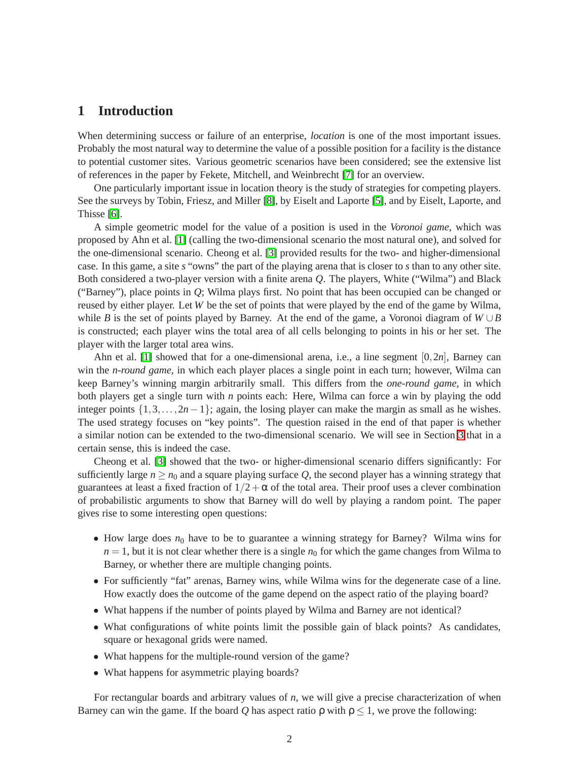# 1 Introduction

When determining success or failure of an enterprise, *location* is one of the most important issues. Probably the most natural way to determine the value of a possible position for a facility is the distance to potential customer sites. Various geometric scenarios have been considered; see the extensive list of references in the paper by Fekete, Mitchell, and Weinbrecht [7] for an overview.

One particularly important issue in location theory is the study of strategies for competing players. See the surveys by Tobin, Friesz, and Miller [8], by Eiselt and Laporte [5], and by Eiselt, Laporte, and Thisse [6].

A simple geometric model for the value of a position is used in the *Voronoi game*, which was proposed by Ahn et al. [1] (calling the two-dimensional scenario the most natural one), and solved for the one-dimensional scenario. Cheong et al. [3] provided results for the two- and higher-dimensional case. In this game, a site $s$ "owns" the part of the playing arena that is closer to $s$ than to any other site. Both considered a two-player version with a finite arena $Q$. The players, White ("Wilma") and Black ("Barney"), place points in $Q$; Wilma plays first. No point that has been occupied can be changed or reused by either player. Let $W$ be the set of points that were played by the end of the game by Wilma, while $B$ is the set of points played by Barney. At the end of the game, a Voronoi diagram of $W \cup B$ is constructed; each player wins the total area of all cells belonging to points in his or her set. The player with the larger total area wins.

Ahn et al. [1] showed that for a one-dimensional arena, i.e., a line segment $[0, 2n]$, Barney can win the *n-round game*, in which each player places a single point in each turn; however, Wilma can keep Barney's winning margin arbitrarily small. This differs from the *one-round game*, in which both players get a single turn with $n$ points each: Here, Wilma can force a win by playing the odd integer points $\{1, 3, \ldots, 2n-1\}$; again, the losing player can make the margin as small as he wishes. The used strategy focuses on "key points". The question raised in the end of that paper is whether a similar notion can be extended to the two-dimensional scenario. We will see in Section 3 that in a certain sense, this is indeed the case.

Cheong et al. [3] showed that the two- or higher-dimensional scenario differs significantly: For sufficiently large $n \geq n_0$ and a square playing surface $Q$, the second player has a winning strategy that guarantees at least a fixed fraction of $1/2 + \alpha$ of the total area. Their proof uses a clever combination of probabilistic arguments to show that Barney will do well by playing a random point. The paper gives rise to some interesting open questions:

- How large does $n_0$ have to be to guarantee a winning strategy for Barney? Wilma wins for $n = 1$, but it is not clear whether there is a single $n_0$ for which the game changes from Wilma to Barney, or whether there are multiple changing points.
- For sufficiently "fat" arenas, Barney wins, while Wilma wins for the degenerate case of a line. How exactly does the outcome of the game depend on the aspect ratio of the playing board?
- What happens if the number of points played by Wilma and Barney are not identical?
- What configurations of white points limit the possible gain of black points? As candidates, square or hexagonal grids were named.
- What happens for the multiple-round version of the game?
- What happens for asymmetric playing boards?

For rectangular boards and arbitrary values of $n$, we will give a precise characterization of when Barney can win the game. If the board $Q$ has aspect ratio $\rho$ with $\rho \leq 1$, we prove the following: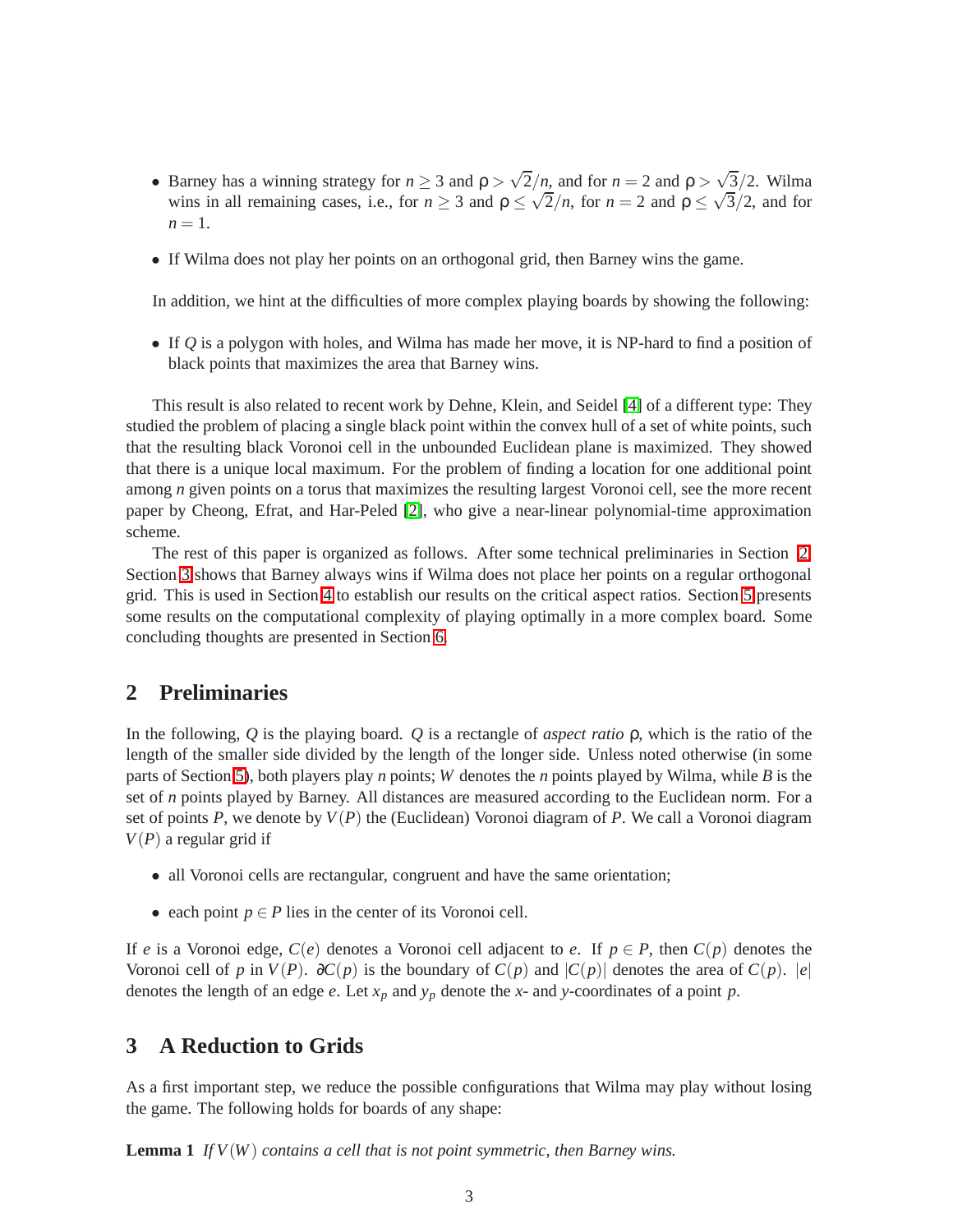- Barney has a winning strategy for $n \geq 3$ and $\rho > \sqrt{2}/n$, and for $n = 2$ and $\rho > \sqrt{3}/2$. Wilma wins in all remaining cases, i.e., for $n \geq 3$ and $\rho \leq \sqrt{2}/n$, for $n = 2$ and $\rho \leq \sqrt{3}/2$, and for $n = 1$.

- If Wilma does not play her points on an orthogonal grid, then Barney wins the game.

In addition, we hint at the difficulties of more complex playing boards by showing the following:

- If $Q$ is a polygon with holes, and Wilma has made her move, it is NP-hard to find a position of black points that maximizes the area that Barney wins.

This result is also related to recent work by Dehne, Klein, and Seidel [4] of a different type: They studied the problem of placing a single black point within the convex hull of a set of white points, such that the resulting black Voronoi cell in the unbounded Euclidean plane is maximized. They showed that there is a unique local maximum. For the problem of finding a location for one additional point among $n$ given points on a torus that maximizes the resulting largest Voronoi cell, see the more recent paper by Cheong, Efrat, and Har-Peled [2], who give a near-linear polynomial-time approximation scheme.

The rest of this paper is organized as follows. After some technical preliminaries in Section 2, Section 3 shows that Barney always wins if Wilma does not place her points on a regular orthogonal grid. This is used in Section 4 to establish our results on the critical aspect ratios. Section 5 presents some results on the computational complexity of playing optimally in a more complex board. Some concluding thoughts are presented in Section 6.

## 2 Preliminaries

In the following, $Q$ is the playing board. $Q$ is a rectangle of *aspect ratio* $\rho$, which is the ratio of the length of the smaller side divided by the length of the longer side. Unless noted otherwise (in some parts of Section 5), both players play $n$ points; $W$ denotes the $n$ points played by Wilma, while $B$ is the set of $n$ points played by Barney. All distances are measured according to the Euclidean norm. For a set of points $P$, we denote by $V(P)$ the (Euclidean) Voronoi diagram of $P$. We call a Voronoi diagram $V(P)$ a regular grid if

- all Voronoi cells are rectangular, congruent and have the same orientation;

- each point $p \in P$ lies in the center of its Voronoi cell.

If $e$ is a Voronoi edge, $C(e)$ denotes a Voronoi cell adjacent to $e$. If $p \in P$, then $C(p)$ denotes the Voronoi cell of $p$ in $V(P)$. $\partial C(p)$ is the boundary of $C(p)$ and $|C(p)|$ denotes the area of $C(p)$. $|e|$ denotes the length of an edge $e$. Let $x_p$ and $y_p$ denote the $x$- and $y$-coordinates of a point $p$.

## 3 A Reduction to Grids

As a first important step, we reduce the possible configurations that Wilma may play without losing the game. The following holds for boards of any shape:

**Lemma 1** *If $V(W)$ contains a cell that is not point symmetric, then Barney wins.*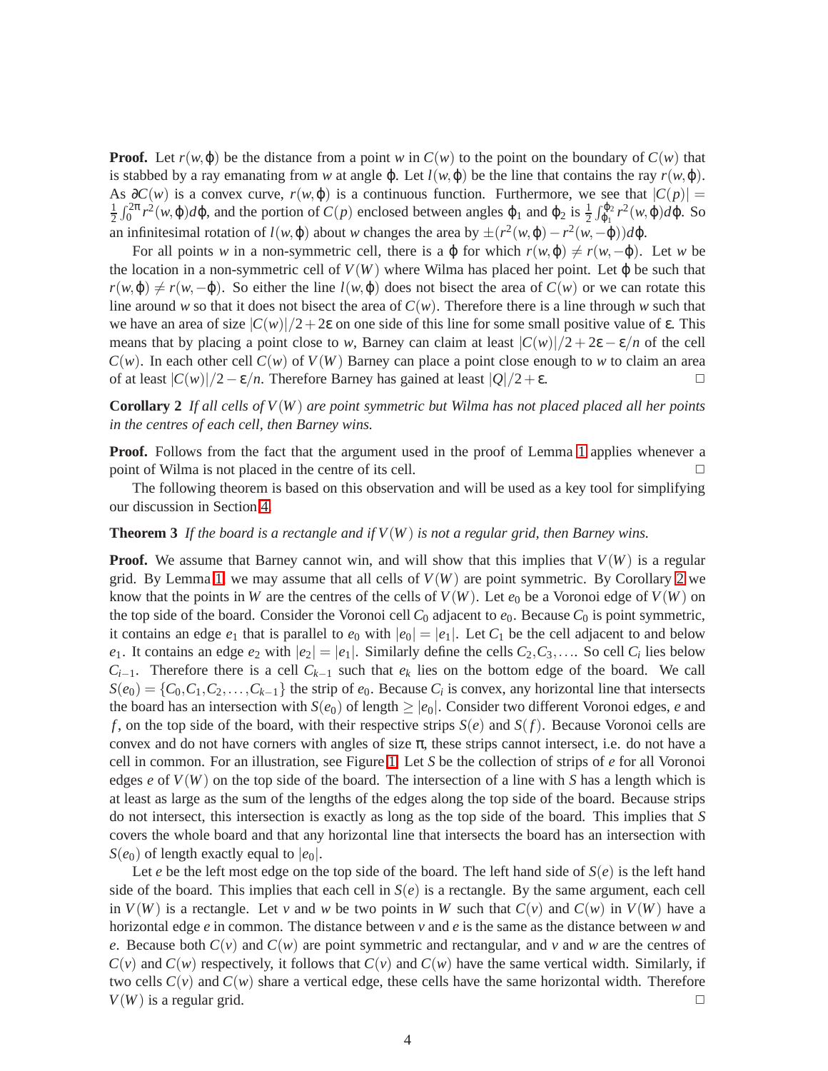**Proof.** Let $r(w,\varphi)$ be the distance from a point $w$ in $C(w)$ to the point on the boundary of $C(w)$ that is stabbed by a ray emanating from $w$ at angle $\varphi$. Let $l(w,\varphi)$ be the line that contains the ray $r(w,\varphi)$. As $\partial C(w)$ is a convex curve, $r(w,\varphi)$ is a continuous function. Furthermore, we see that $|C(p)| = \frac{1}{2}\int_0^{2\pi} r^2(w,\varphi)d\varphi$, and the portion of $C(p)$ enclosed between angles $\varphi_1$ and $\varphi_2$ is $\frac{1}{2}\int_{\varphi_1}^{\varphi_2} r^2(w,\varphi)d\varphi$. So an infinitesimal rotation of $l(w,\varphi)$ about $w$ changes the area by $\pm(r^2(w,\varphi) - r^2(w,-\varphi))d\varphi$.

For all points $w$ in a non-symmetric cell, there is a $\varphi$ for which $r(w,\varphi) \neq r(w,-\varphi)$. Let $w$ be the location in a non-symmetric cell of $V(W)$ where Wilma has placed her point. Let $\varphi$ be such that $r(w,\varphi) \neq r(w,-\varphi)$. So either the line $l(w,\varphi)$ does not bisect the area of $C(w)$ or we can rotate this line around $w$ so that it does not bisect the area of $C(w)$. Therefore there is a line through $w$ such that we have an area of size $|C(w)|/2 + 2\varepsilon$ on one side of this line for some small positive value of $\varepsilon$. This means that by placing a point close to $w$, Barney can claim at least $|C(w)|/2 + 2\varepsilon - \varepsilon/n$ of the cell $C(w)$. In each other cell $C(w)$ of $V(W)$ Barney can place a point close enough to $w$ to claim an area of at least $|C(w)|/2 - \varepsilon/n$. Therefore Barney has gained at least $|Q|/2 + \varepsilon$. □

**Corollary 2** *If all cells of $V(W)$ are point symmetric but Wilma has not placed placed all her points in the centres of each cell, then Barney wins.*

**Proof.** Follows from the fact that the argument used in the proof of Lemma 1 applies whenever a point of Wilma is not placed in the centre of its cell. □

The following theorem is based on this observation and will be used as a key tool for simplifying our discussion in Section 4.

**Theorem 3** *If the board is a rectangle and if $V(W)$ is not a regular grid, then Barney wins.*

**Proof.** We assume that Barney cannot win, and will show that this implies that $V(W)$ is a regular grid. By Lemma 1, we may assume that all cells of $V(W)$ are point symmetric. By Corollary 2 we know that the points in $W$ are the centres of the cells of $V(W)$. Let $e_0$ be a Voronoi edge of $V(W)$ on the top side of the board. Consider the Voronoi cell $C_0$ adjacent to $e_0$. Because $C_0$ is point symmetric, it contains an edge $e_1$ that is parallel to $e_0$ with $|e_0| = |e_1|$. Let $C_1$ be the cell adjacent to and below $e_1$. It contains an edge $e_2$ with $|e_2| = |e_1|$. Similarly define the cells $C_2, C_3, \ldots$. So cell $C_i$ lies below $C_{i-1}$. Therefore there is a cell $C_{k-1}$ such that $e_k$ lies on the bottom edge of the board. We call $S(e_0) = \{C_0, C_1, C_2, \ldots, C_{k-1}\}$ the strip of $e_0$. Because $C_i$ is convex, any horizontal line that intersects the board has an intersection with $S(e_0)$ of length $\geq |e_0|$. Consider two different Voronoi edges, $e$ and $f$, on the top side of the board, with their respective strips $S(e)$ and $S(f)$. Because Voronoi cells are convex and do not have corners with angles of size $\pi$, these strips cannot intersect, i.e. do not have a cell in common. For an illustration, see Figure 1. Let $S$ be the collection of strips of $e$ for all Voronoi edges $e$ of $V(W)$ on the top side of the board. The intersection of a line with $S$ has a length which is at least as large as the sum of the lengths of the edges along the top side of the board. Because strips do not intersect, this intersection is exactly as long as the top side of the board. This implies that $S$ covers the whole board and that any horizontal line that intersects the board has an intersection with $S(e_0)$ of length exactly equal to $|e_0|$.

Let $e$ be the left most edge on the top side of the board. The left hand side of $S(e)$ is the left hand side of the board. This implies that each cell in $S(e)$ is a rectangle. By the same argument, each cell in $V(W)$ is a rectangle. Let $v$ and $w$ be two points in $W$ such that $C(v)$ and $C(w)$ in $V(W)$ have a horizontal edge $e$ in common. The distance between $v$ and $e$ is the same as the distance between $w$ and $e$. Because both $C(v)$ and $C(w)$ are point symmetric and rectangular, and $v$ and $w$ are the centres of $C(v)$ and $C(w)$ respectively, it follows that $C(v)$ and $C(w)$ have the same vertical width. Similarly, if two cells $C(v)$ and $C(w)$ share a vertical edge, these cells have the same horizontal width. Therefore $V(W)$ is a regular grid. □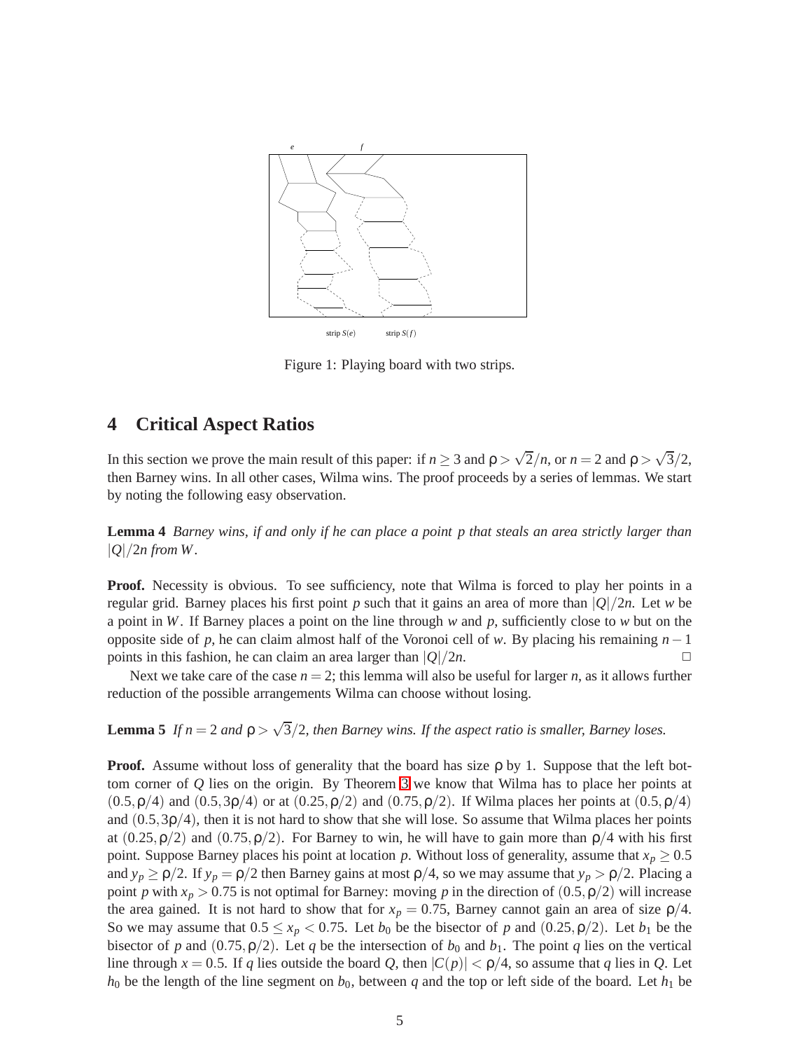e f

strip $S(e)$ strip $S(f)$

Figure 1: Playing board with two strips.

## 4 Critical Aspect Ratios

In this section we prove the main result of this paper: if $n \geq 3$ and $\rho > \sqrt{2}/n$, or $n = 2$ and $\rho > \sqrt{3}/2$, then Barney wins. In all other cases, Wilma wins. The proof proceeds by a series of lemmas. We start by noting the following easy observation.

**Lemma 4** *Barney wins, if and only if he can place a point $p$ that steals an area strictly larger than $|Q|/2n$ from $W$.*

**Proof.** Necessity is obvious. To see sufficiency, note that Wilma is forced to play her points in a regular grid. Barney places his first point $p$ such that it gains an area of more than $|Q|/2n$. Let $w$ be a point in $W$. If Barney places a point on the line through $w$ and $p$, sufficiently close to $w$ but on the opposite side of $p$, he can claim almost half of the Voronoi cell of $w$. By placing his remaining $n-1$ points in this fashion, he can claim an area larger than $|Q|/2n$. □

Next we take care of the case $n = 2$; this lemma will also be useful for larger $n$, as it allows further reduction of the possible arrangements Wilma can choose without losing.

**Lemma 5** *If $n = 2$ and $\rho > \sqrt{3}/2$, then Barney wins. If the aspect ratio is smaller, Barney loses.*

**Proof.** Assume without loss of generality that the board has size $\rho$ by 1. Suppose that the left bottom corner of $Q$ lies on the origin. By Theorem 3 we know that Wilma has to place her points at $(0.5, \rho/4)$ and $(0.5, 3\rho/4)$ or at $(0.25, \rho/2)$ and $(0.75, \rho/2)$. If Wilma places her points at $(0.5, \rho/4)$ and $(0.5, 3\rho/4)$, then it is not hard to show that she will lose. So assume that Wilma places her points at $(0.25, \rho/2)$ and $(0.75, \rho/2)$. For Barney to win, he will have to gain more than $\rho/4$ with his first point. Suppose Barney places his point at location $p$. Without loss of generality, assume that $x_p \geq 0.5$ and $y_p \geq \rho/2$. If $y_p = \rho/2$ then Barney gains at most $\rho/4$, so we may assume that $y_p > \rho/2$. Placing a point $p$ with $x_p > 0.75$ is not optimal for Barney: moving $p$ in the direction of $(0.5, \rho/2)$ will increase the area gained. It is not hard to show that for $x_p = 0.75$, Barney cannot gain an area of size $\rho/4$. So we may assume that $0.5 \leq x_p < 0.75$. Let $b_0$ be the bisector of $p$ and $(0.25, \rho/2)$. Let $b_1$ be the bisector of $p$ and $(0.75, \rho/2)$. Let $q$ be the intersection of $b_0$ and $b_1$. The point $q$ lies on the vertical line through $x = 0.5$. If $q$ lies outside the board $Q$, then $|C(p)| < \rho/4$, so assume that $q$ lies in $Q$. Let $h_0$ be the length of the line segment on $b_0$, between $q$ and the top or left side of the board. Let $h_1$ be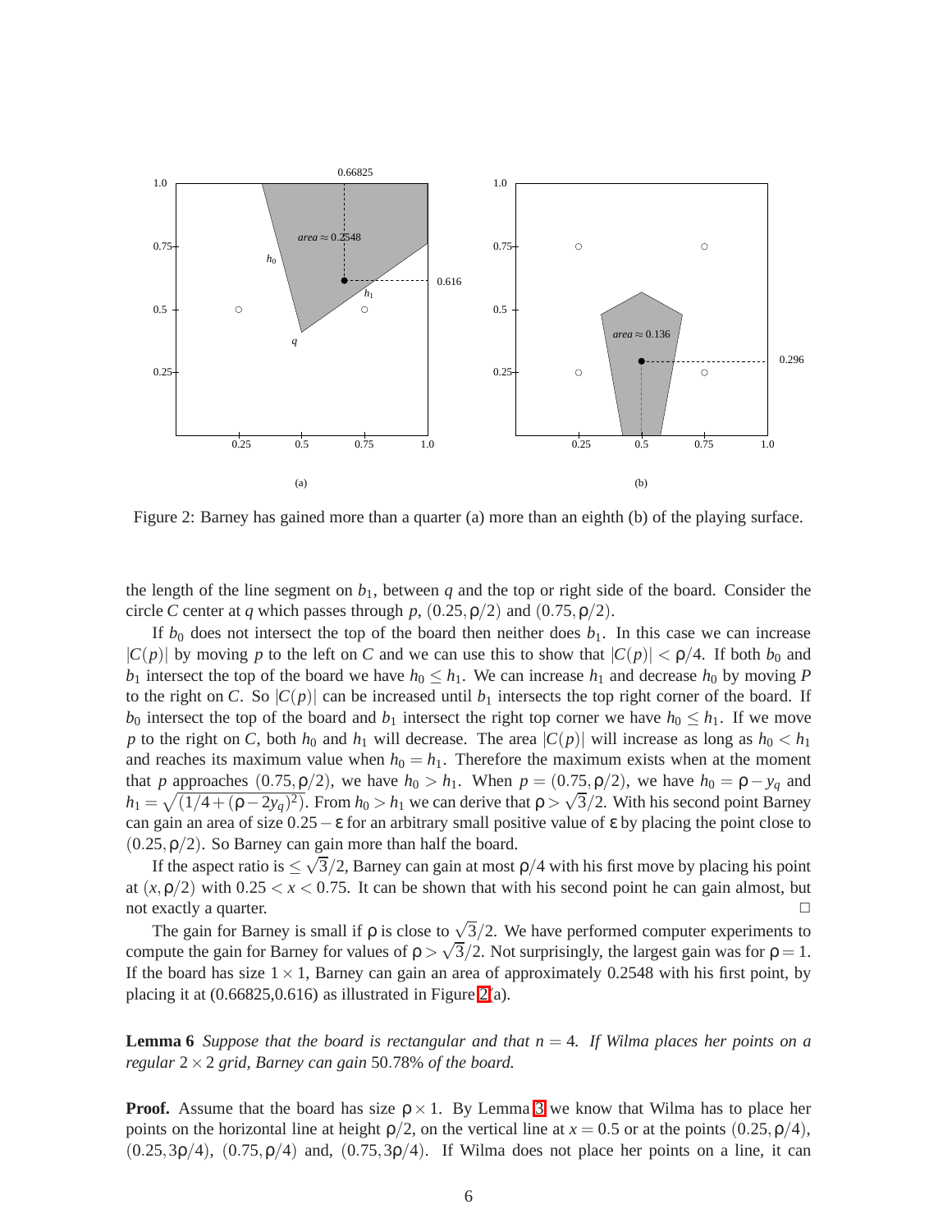Figure 2: Barney has gained more than a quarter (a) more than an eighth (b) of the playing surface.

the length of the line segment on $b_1$, between $q$ and the top or right side of the board. Consider the circle $C$ center at $q$ which passes through $p$, $(0.25, \rho/2)$ and $(0.75, \rho/2)$.

If $b_0$ does not intersect the top of the board then neither does $b_1$. In this case we can increase $|C(p)|$ by moving $p$ to the left on $C$ and we can use this to show that $|C(p)| < \rho/4$. If both $b_0$ and $b_1$ intersect the top of the board we have $h_0 \leq h_1$. We can increase $h_1$ and decrease $h_0$ by moving $P$ to the right on $C$. So $|C(p)|$ can be increased until $b_1$ intersects the top right corner of the board. If $b_0$ intersect the top of the board and $b_1$ intersect the right top corner we have $h_0 \leq h_1$. If we move $p$ to the right on $C$, both $h_0$ and $h_1$ will decrease. The area $|C(p)|$ will increase as long as $h_0 < h_1$ and reaches its maximum value when $h_0 = h_1$. Therefore the maximum exists when at the moment that $p$ approaches $(0.75, \rho/2)$, we have $h_0 > h_1$. When $p = (0.75, \rho/2)$, we have $h_0 = \rho - y_q$ and $h_1 = \sqrt{(1/4 + (\rho - 2y_q)^2)}$. From $h_0 > h_1$ we can derive that $\rho > \sqrt{3}/2$. With his second point Barney can gain an area of size $0.25 - \varepsilon$ for an arbitrary small positive value of $\varepsilon$ by placing the point close to $(0.25, \rho/2)$. So Barney can gain more than half the board.

If the aspect ratio is $\leq \sqrt{3}/2$, Barney can gain at most $\rho/4$ with his first move by placing his point at $(x, \rho/2)$ with $0.25 < x < 0.75$. It can be shown that with his second point he can gain almost, but not exactly a quarter. □

The gain for Barney is small if $\rho$ is close to $\sqrt{3}/2$. We have performed computer experiments to compute the gain for Barney for values of $\rho > \sqrt{3}/2$. Not surprisingly, the largest gain was for $\rho = 1$. If the board has size $1 \times 1$, Barney can gain an area of approximately 0.2548 with his first point, by placing it at (0.66825,0.616) as illustrated in Figure 2(a).

**Lemma 6** *Suppose that the board is rectangular and that $n = 4$. If Wilma places her points on a regular $2 \times 2$ grid, Barney can gain* 50.78% *of the board.*

**Proof.** Assume that the board has size $\rho \times 1$. By Lemma 3 we know that Wilma has to place her points on the horizontal line at height $\rho/2$, on the vertical line at $x = 0.5$ or at the points $(0.25, \rho/4)$, $(0.25, 3\rho/4)$, $(0.75, \rho/4)$ and, $(0.75, 3\rho/4)$. If Wilma does not place her points on a line, it can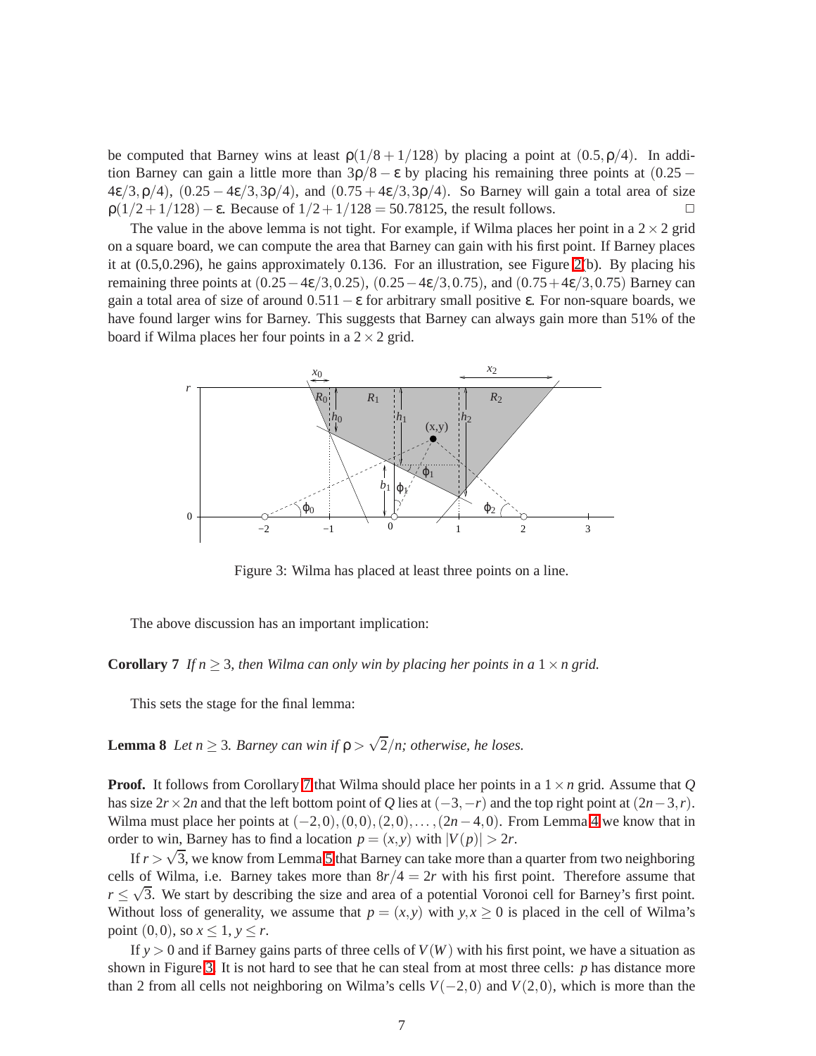be computed that Barney wins at least $\rho(1/8+1/128)$ by placing a point at $(0.5,\rho/4)$. In addition Barney can gain a little more than $3\rho/8-\varepsilon$ by placing his remaining three points at $(0.25-4\varepsilon/3,\rho/4)$, $(0.25-4\varepsilon/3,3\rho/4)$, and $(0.75+4\varepsilon/3,3\rho/4)$. So Barney will gain a total area of size $\rho(1/2+1/128)-\varepsilon$. Because of $1/2+1/128 = 50.78125$, the result follows. □

The value in the above lemma is not tight. For example, if Wilma places her point in a $2\times 2$ grid on a square board, we can compute the area that Barney can gain with his first point. If Barney places it at (0.5,0.296), he gains approximately 0.136. For an illustration, see Figure 2(b). By placing his remaining three points at $(0.25-4\varepsilon/3,0.25)$, $(0.25-4\varepsilon/3,0.75)$, and $(0.75+4\varepsilon/3,0.75)$ Barney can gain a total area of size of around $0.511-\varepsilon$ for arbitrary small positive $\varepsilon$. For non-square boards, we have found larger wins for Barney. This suggests that Barney can always gain more than 51% of the board if Wilma places her four points in a $2\times 2$ grid.

$x_0$
$x_2$
$r$
$R_0$
$R_1$
$R_2$
$h_0$
$h_1$
$h_2$
(x,y)
$\phi_1$
$b_1$
$\phi_1$
$\phi_0$
$\phi_2$
0
−2
−1
0
1
2
3

Figure 3: Wilma has placed at least three points on a line.

The above discussion has an important implication:

**Corollary 7** *If $n\geq 3$, then Wilma can only win by placing her points in a $1\times n$ grid.*

This sets the stage for the final lemma:

**Lemma 8** *Let $n\geq 3$. Barney can win if $\rho>\sqrt{2}/n$; otherwise, he loses.*

**Proof.** It follows from Corollary 7 that Wilma should place her points in a $1\times n$ grid. Assume that $Q$ has size $2r\times 2n$ and that the left bottom point of $Q$ lies at $(-3,-r)$ and the top right point at $(2n-3,r)$. Wilma must place her points at $(-2,0),(0,0),(2,0),\ldots,(2n-4,0)$. From Lemma 4 we know that in order to win, Barney has to find a location $p=(x,y)$ with $|V(p)|>2r$.

If $r>\sqrt{3}$, we know from Lemma 5 that Barney can take more than a quarter from two neighboring cells of Wilma, i.e. Barney takes more than $8r/4=2r$ with his first point. Therefore assume that $r\leq\sqrt{3}$. We start by describing the size and area of a potential Voronoi cell for Barney's first point. Without loss of generality, we assume that $p=(x,y)$ with $y,x\geq 0$ is placed in the cell of Wilma's point $(0,0)$, so $x\leq 1$, $y\leq r$.

If $y>0$ and if Barney gains parts of three cells of $V(W)$ with his first point, we have a situation as shown in Figure 3. It is not hard to see that he can steal from at most three cells: $p$ has distance more than 2 from all cells not neighboring on Wilma's cells $V(-2,0)$ and $V(2,0)$, which is more than the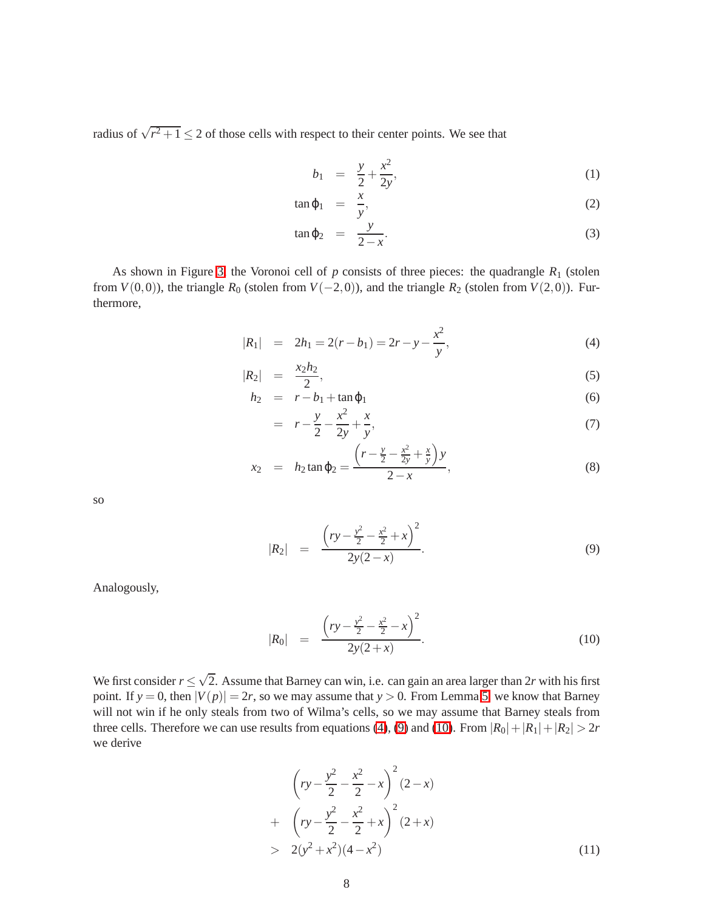radius of $\sqrt{r^2+1} \leq 2$ of those cells with respect to their center points. We see that

$$
\begin{aligned}
b_1 &= \frac{y}{2} + \frac{x^2}{2y}, && (1)\\
\tan \phi_1 &= \frac{x}{y}, && (2)\\
\tan \phi_2 &= \frac{y}{2-x}. && (3)
\end{aligned}
$$

As shown in Figure 3, the Voronoi cell of $p$ consists of three pieces: the quadrangle $R_1$ (stolen from $V(0,0)$), the triangle $R_0$ (stolen from $V(-2,0)$), and the triangle $R_2$ (stolen from $V(2,0)$). Furthermore,

$$
\begin{aligned}
|R_1| &= 2h_1 = 2(r-b_1) = 2r - y - \frac{x^2}{y}, && (4)\\
|R_2| &= \frac{x_2 h_2}{2}, && (5)\\
h_2 &= r - b_1 + \tan \phi_1 && (6)\\
&= r - \frac{y}{2} - \frac{x^2}{2y} + \frac{x}{y}, && (7)\\
x_2 &= h_2 \tan \phi_2 = \frac{\left(r - \frac{y}{2} - \frac{x^2}{2y} + \frac{x}{y}\right) y}{2-x}, && (8)
\end{aligned}
$$

so

$$
|R_2| = \frac{\left(ry - \frac{y^2}{2} - \frac{x^2}{2} + x\right)^2}{2y(2-x)}. \qquad (9)
$$

Analogously,

$$
|R_0| = \frac{\left(ry - \frac{y^2}{2} - \frac{x^2}{2} - x\right)^2}{2y(2+x)}. \qquad (10)
$$

We first consider $r \leq \sqrt{2}$. Assume that Barney can win, i.e. can gain an area larger than $2r$ with his first point. If $y = 0$, then $|V(p)| = 2r$, so we may assume that $y > 0$. From Lemma 5 we know that Barney will not win if he only steals from two of Wilma's cells, so we may assume that Barney steals from three cells. Therefore we can use results from equations (4), (9) and (10). From $|R_0| + |R_1| + |R_2| > 2r$ we derive

$$
\begin{aligned}
& \left(ry - \frac{y^2}{2} - \frac{x^2}{2} - x\right)^2 (2-x)\\
+ & \left(ry - \frac{y^2}{2} - \frac{x^2}{2} + x\right)^2 (2+x)\\
> & \ 2(y^2+x^2)(4-x^2) && (11)
\end{aligned}
$$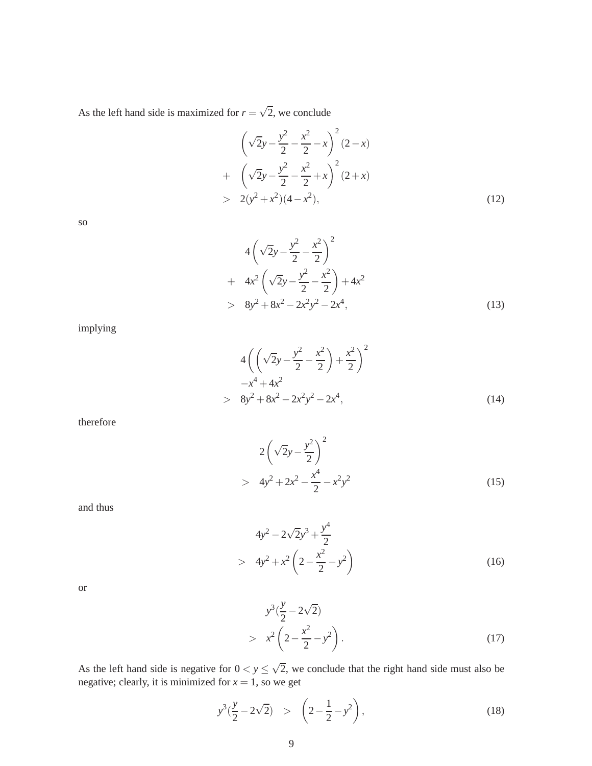As the left hand side is maximized for $r = \sqrt{2}$, we conclude

$$
\begin{aligned}
& \left(\sqrt{2}y - \frac{y^2}{2} - \frac{x^2}{2} - x\right)^2 (2-x) \\
+ \quad & \left(\sqrt{2}y - \frac{y^2}{2} - \frac{x^2}{2} + x\right)^2 (2+x) \\
> \quad & 2(y^2 + x^2)(4 - x^2),
\end{aligned} \tag{12}
$$

so

$$
\begin{aligned}
& 4\left(\sqrt{2}y - \frac{y^2}{2} - \frac{x^2}{2}\right)^2 \\
+ \quad & 4x^2\left(\sqrt{2}y - \frac{y^2}{2} - \frac{x^2}{2}\right) + 4x^2 \\
> \quad & 8y^2 + 8x^2 - 2x^2y^2 - 2x^4,
\end{aligned} \tag{13}
$$

implying

$$
\begin{aligned}
& 4\left(\left(\sqrt{2}y - \frac{y^2}{2} - \frac{x^2}{2}\right) + \frac{x^2}{2}\right)^2 \\
& -x^4 + 4x^2 \\
> \quad & 8y^2 + 8x^2 - 2x^2y^2 - 2x^4,
\end{aligned} \tag{14}
$$

therefore

$$
\begin{aligned}
& 2\left(\sqrt{2}y - \frac{y^2}{2}\right)^2 \\
> \quad & 4y^2 + 2x^2 - \frac{x^4}{2} - x^2y^2
\end{aligned} \tag{15}
$$

and thus

$$
\begin{aligned}
& 4y^2 - 2\sqrt{2}y^3 + \frac{y^4}{2} \\
> \quad & 4y^2 + x^2\left(2 - \frac{x^2}{2} - y^2\right)
\end{aligned} \tag{16}
$$

or

$$
\begin{aligned}
& y^3\left(\frac{y}{2} - 2\sqrt{2}\right) \\
> \quad & x^2\left(2 - \frac{x^2}{2} - y^2\right).
\end{aligned} \tag{17}
$$

As the left hand side is negative for $0 < y \leq \sqrt{2}$, we conclude that the right hand side must also be negative; clearly, it is minimized for $x = 1$, so we get

$$
y^3\left(\frac{y}{2} - 2\sqrt{2}\right) \quad > \quad \left(2 - \frac{1}{2} - y^2\right), \tag{18}
$$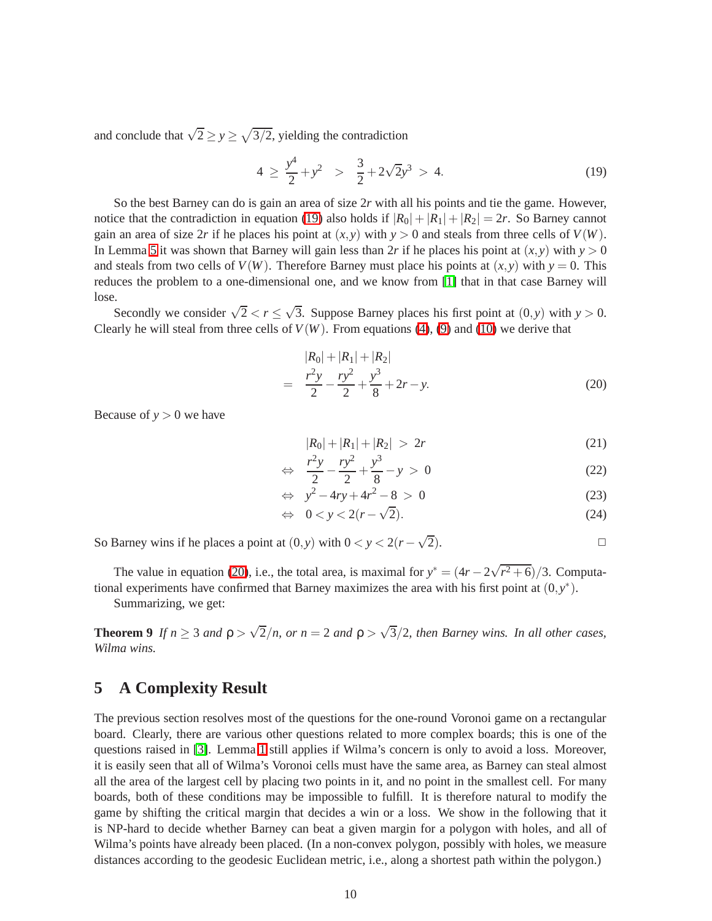and conclude that $\sqrt{2} \geq y \geq \sqrt{3/2}$, yielding the contradiction

$$4 \;\geq\; \frac{y^4}{2} + y^2 \;\;>\;\; \frac{3}{2} + 2\sqrt{2}y^3 \;>\; 4. \tag{19}$$

So the best Barney can do is gain an area of size $2r$ with all his points and tie the game. However, notice that the contradiction in equation (19) also holds if $|R_0| + |R_1| + |R_2| = 2r$. So Barney cannot gain an area of size $2r$ if he places his point at $(x, y)$ with $y > 0$ and steals from three cells of $V(W)$. In Lemma 5 it was shown that Barney will gain less than $2r$ if he places his point at $(x, y)$ with $y > 0$ and steals from two cells of $V(W)$. Therefore Barney must place his points at $(x, y)$ with $y = 0$. This reduces the problem to a one-dimensional one, and we know from [1] that in that case Barney will lose.

Secondly we consider $\sqrt{2} < r \leq \sqrt{3}$. Suppose Barney places his first point at $(0, y)$ with $y > 0$. Clearly he will steal from three cells of $V(W)$. From equations (4), (9) and (10) we derive that

$$\begin{aligned} & |R_0| + |R_1| + |R_2| \\ = \; & \frac{r^2 y}{2} - \frac{r y^2}{2} + \frac{y^3}{8} + 2r - y. \end{aligned} \tag{20}$$

Because of $y > 0$ we have

$$|R_0| + |R_1| + |R_2| \;>\; 2r \tag{21}$$

$$\Leftrightarrow \;\; \frac{r^2 y}{2} - \frac{r y^2}{2} + \frac{y^3}{8} - y \;>\; 0 \tag{22}$$

$$\Leftrightarrow \;\; y^2 - 4ry + 4r^2 - 8 \;>\; 0 \tag{23}$$

$$\Leftrightarrow \;\; 0 < y < 2(r - \sqrt{2}). \tag{24}$$

So Barney wins if he places a point at $(0, y)$ with $0 < y < 2(r - \sqrt{2})$. □

The value in equation (20), i.e., the total area, is maximal for $y^* = (4r - 2\sqrt{r^2 + 6})/3$. Computational experiments have confirmed that Barney maximizes the area with his first point at $(0, y^*)$.

Summarizing, we get:

**Theorem 9** *If $n \geq 3$ and $\rho > \sqrt{2}/n$, or $n = 2$ and $\rho > \sqrt{3}/2$, then Barney wins. In all other cases, Wilma wins.*

## 5 A Complexity Result

The previous section resolves most of the questions for the one-round Voronoi game on a rectangular board. Clearly, there are various other questions related to more complex boards; this is one of the questions raised in [3]. Lemma 1 still applies if Wilma's concern is only to avoid a loss. Moreover, it is easily seen that all of Wilma's Voronoi cells must have the same area, as Barney can steal almost all the area of the largest cell by placing two points in it, and no point in the smallest cell. For many boards, both of these conditions may be impossible to fulfill. It is therefore natural to modify the game by shifting the critical margin that decides a win or a loss. We show in the following that it is NP-hard to decide whether Barney can beat a given margin for a polygon with holes, and all of Wilma's points have already been placed. (In a non-convex polygon, possibly with holes, we measure distances according to the geodesic Euclidean metric, i.e., along a shortest path within the polygon.)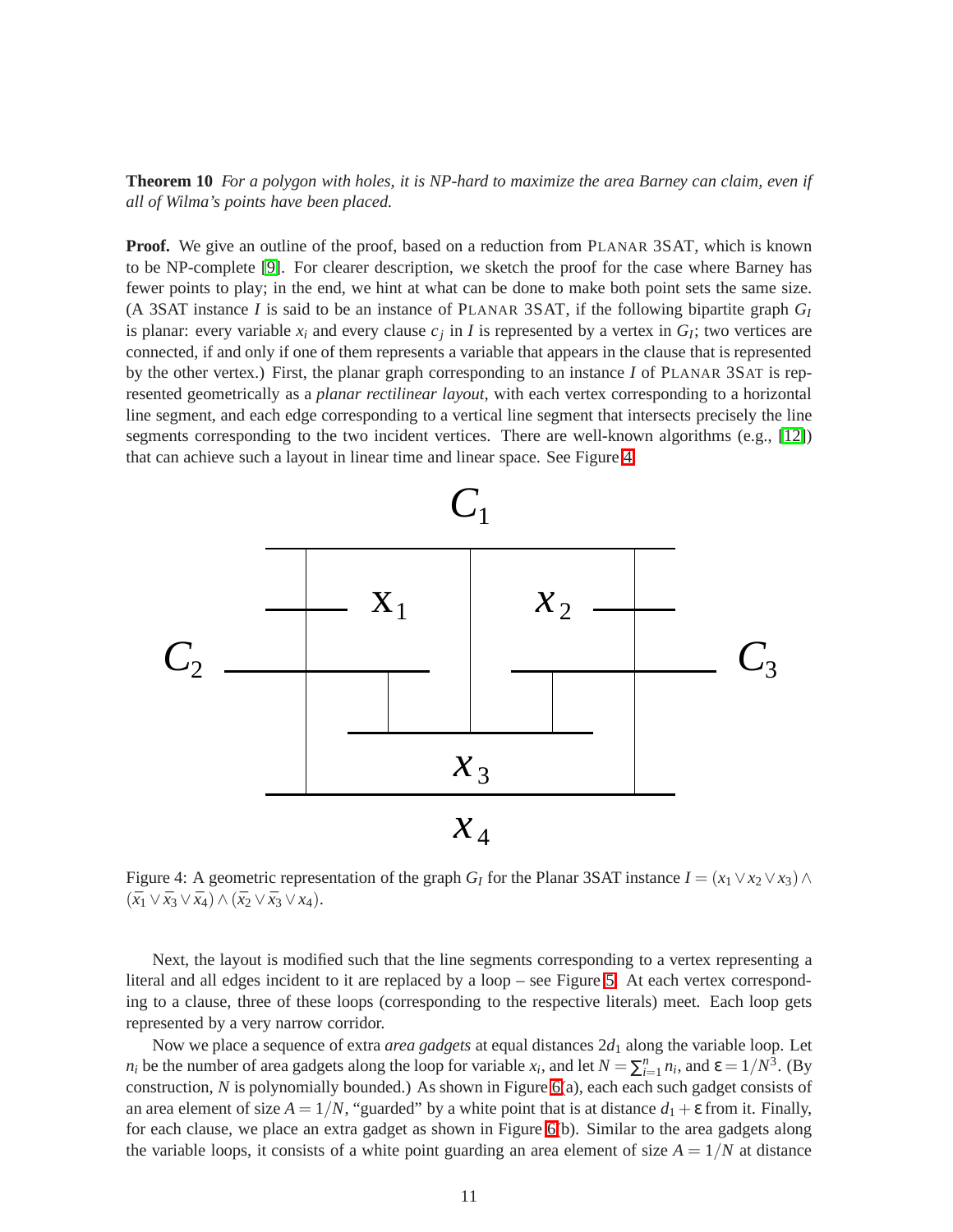**Theorem 10** *For a polygon with holes, it is NP-hard to maximize the area Barney can claim, even if all of Wilma's points have been placed.*

**Proof.** We give an outline of the proof, based on a reduction from PLANAR 3SAT, which is known to be NP-complete [9]. For clearer description, we sketch the proof for the case where Barney has fewer points to play; in the end, we hint at what can be done to make both point sets the same size. (A 3SAT instance $I$ is said to be an instance of PLANAR 3SAT, if the following bipartite graph $G_I$ is planar: every variable $x_i$ and every clause $c_j$ in $I$ is represented by a vertex in $G_I$; two vertices are connected, if and only if one of them represents a variable that appears in the clause that is represented by the other vertex.) First, the planar graph corresponding to an instance $I$ of PLANAR 3SAT is represented geometrically as a *planar rectilinear layout*, with each vertex corresponding to a horizontal line segment, and each edge corresponding to a vertical line segment that intersects precisely the line segments corresponding to the two incident vertices. There are well-known algorithms (e.g., [12]) that can achieve such a layout in linear time and linear space. See Figure 4.

$C_1$

$x_1$ $x_2$

$C_2$ $C_3$

$x_3$

$x_4$

Figure 4: A geometric representation of the graph $G_I$ for the Planar 3SAT instance $I = (x_1 \vee x_2 \vee x_3) \wedge (\bar{x}_1 \vee \bar{x}_3 \vee \bar{x}_4) \wedge (\bar{x}_2 \vee \bar{x}_3 \vee x_4)$.

Next, the layout is modified such that the line segments corresponding to a vertex representing a literal and all edges incident to it are replaced by a loop – see Figure 5. At each vertex corresponding to a clause, three of these loops (corresponding to the respective literals) meet. Each loop gets represented by a very narrow corridor.

Now we place a sequence of extra *area gadgets* at equal distances $2d_1$ along the variable loop. Let $n_i$ be the number of area gadgets along the loop for variable $x_i$, and let $N = \sum_{i=1}^{n} n_i$, and $\varepsilon = 1/N^3$. (By construction, $N$ is polynomially bounded.) As shown in Figure 6(a), each such gadget consists of an area element of size $A = 1/N$, "guarded" by a white point that is at distance $d_1 + \varepsilon$ from it. Finally, for each clause, we place an extra gadget as shown in Figure 6(b). Similar to the area gadgets along the variable loops, it consists of a white point guarding an area element of size $A = 1/N$ at distance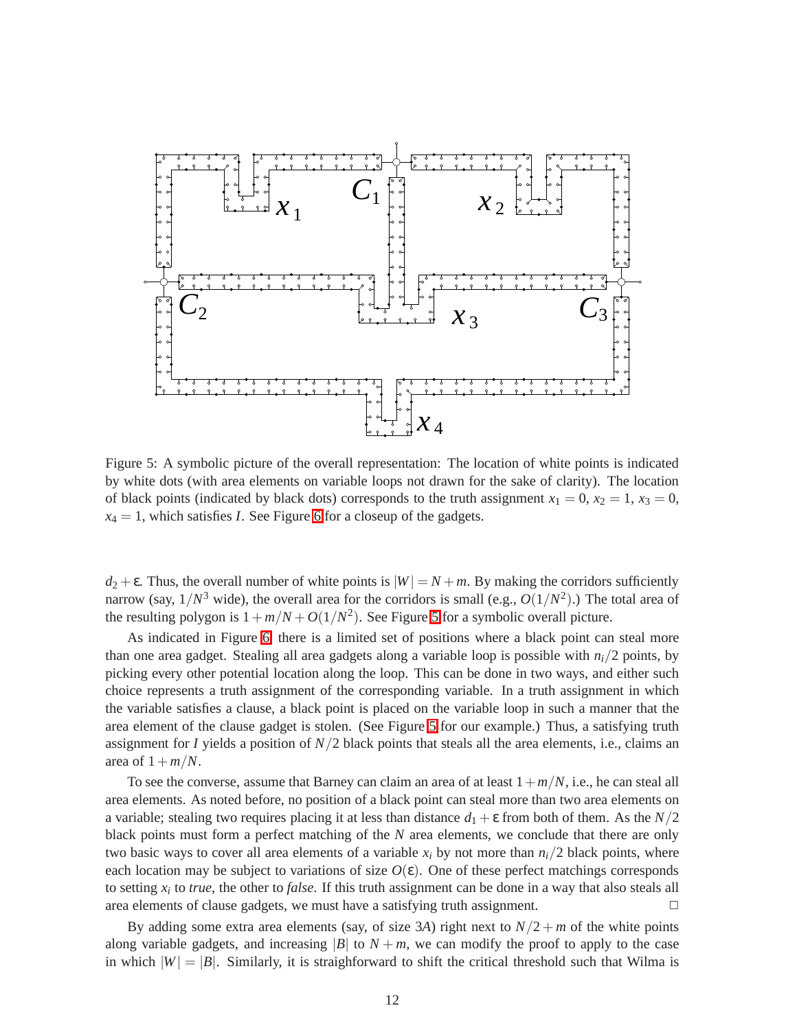$C_1$

$x_1$

$x_2$

$C_2$

$x_3$

$C_3$

$x_4$

Figure 5: A symbolic picture of the overall representation: The location of white points is indicated by white dots (with area elements on variable loops not drawn for the sake of clarity). The location of black points (indicated by black dots) corresponds to the truth assignment $x_1 = 0$, $x_2 = 1$, $x_3 = 0$, $x_4 = 1$, which satisfies $I$. See Figure 6 for a closeup of the gadgets.

$d_2 + \varepsilon$. Thus, the overall number of white points is $|W| = N + m$. By making the corridors sufficiently narrow (say, $1/N^3$ wide), the overall area for the corridors is small (e.g., $O(1/N^2)$.) The total area of the resulting polygon is $1 + m/N + O(1/N^2)$. See Figure 5 for a symbolic overall picture.

As indicated in Figure 6, there is a limited set of positions where a black point can steal more than one area gadget. Stealing all area gadgets along a variable loop is possible with $n_i/2$ points, by picking every other potential location along the loop. This can be done in two ways, and either such choice represents a truth assignment of the corresponding variable. In a truth assignment in which the variable satisfies a clause, a black point is placed on the variable loop in such a manner that the area element of the clause gadget is stolen. (See Figure 5 for our example.) Thus, a satisfying truth assignment for $I$ yields a position of $N/2$ black points that steals all the area elements, i.e., claims an area of $1 + m/N$.

To see the converse, assume that Barney can claim an area of at least $1 + m/N$, i.e., he can steal all area elements. As noted before, no position of a black point can steal more than two area elements on a variable; stealing two requires placing it at less than distance $d_1 + \varepsilon$ from both of them. As the $N/2$ black points must form a perfect matching of the $N$ area elements, we conclude that there are only two basic ways to cover all area elements of a variable $x_i$ by not more than $n_i/2$ black points, where each location may be subject to variations of size $O(\varepsilon)$. One of these perfect matchings corresponds to setting $x_i$ to *true*, the other to *false*. If this truth assignment can be done in a way that also steals all area elements of clause gadgets, we must have a satisfying truth assignment. $\square$

By adding some extra area elements (say, of size $3A$) right next to $N/2 + m$ of the white points along variable gadgets, and increasing $|B|$ to $N + m$, we can modify the proof to apply to the case in which $|W| = |B|$. Similarly, it is straightforward to shift the critical threshold such that Wilma is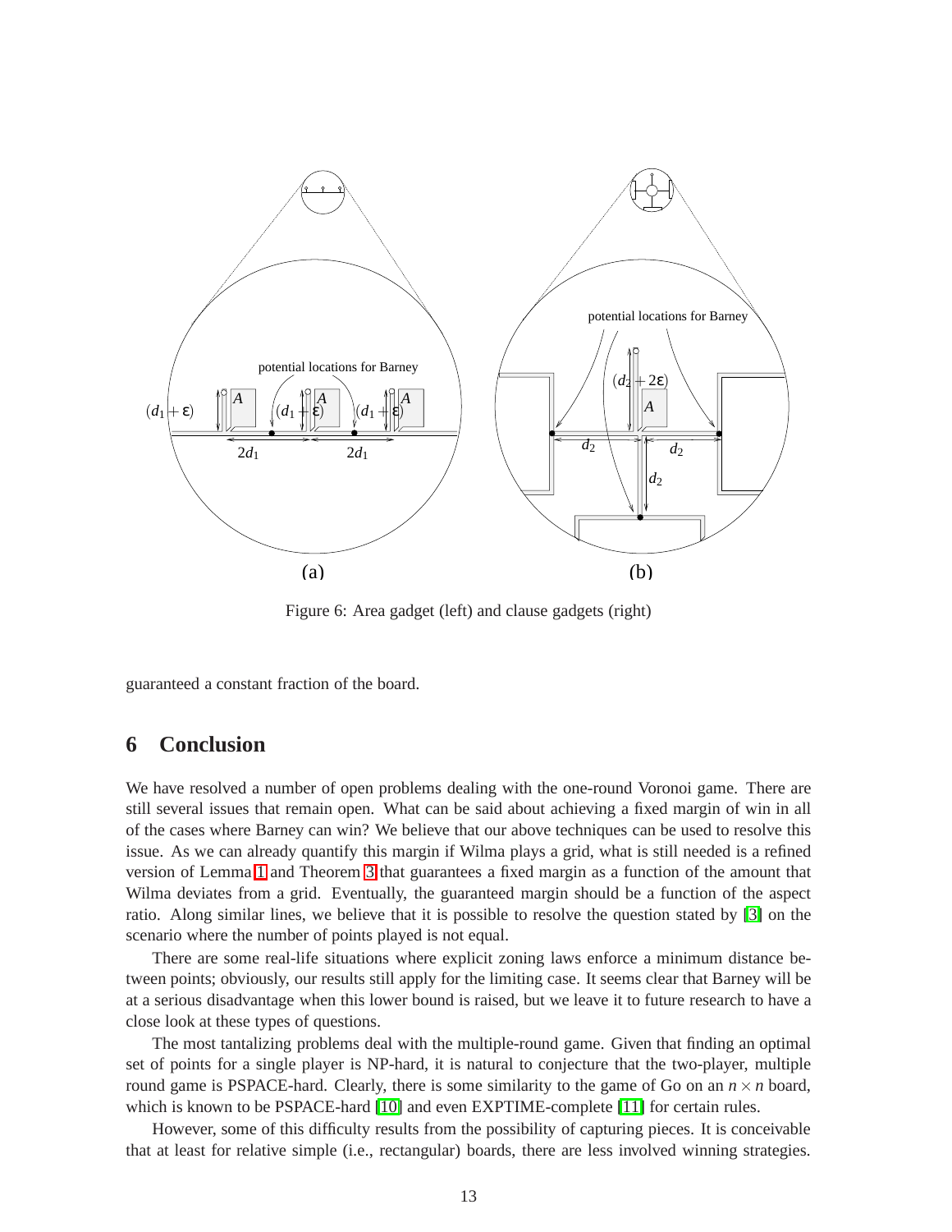potential locations for Barney

$(d_1+\varepsilon)$

$A$

$(d_1+\varepsilon)$

$A$

$(d_1+\varepsilon)$

$A$

$2d_1$

$2d_1$

(a)

potential locations for Barney

$(d_2+2\varepsilon)$

$A$

$d_2$

$d_2$

$d_2$

(b)

Figure 6: Area gadget (left) and clause gadgets (right)

guaranteed a constant fraction of the board.

## 6 Conclusion

We have resolved a number of open problems dealing with the one-round Voronoi game. There are still several issues that remain open. What can be said about achieving a fixed margin of win in all of the cases where Barney can win? We believe that our above techniques can be used to resolve this issue. As we can already quantify this margin if Wilma plays a grid, what is still needed is a refined version of Lemma 1 and Theorem 3 that guarantees a fixed margin as a function of the amount that Wilma deviates from a grid. Eventually, the guaranteed margin should be a function of the aspect ratio. Along similar lines, we believe that it is possible to resolve the question stated by [3] on the scenario where the number of points played is not equal.

There are some real-life situations where explicit zoning laws enforce a minimum distance between points; obviously, our results still apply for the limiting case. It seems clear that Barney will be at a serious disadvantage when this lower bound is raised, but we leave it to future research to have a close look at these types of questions.

The most tantalizing problems deal with the multiple-round game. Given that finding an optimal set of points for a single player is NP-hard, it is natural to conjecture that the two-player, multiple round game is PSPACE-hard. Clearly, there is some similarity to the game of Go on an $n \times n$ board, which is known to be PSPACE-hard [10] and even EXPTIME-complete [11] for certain rules.

However, some of this difficulty results from the possibility of capturing pieces. It is conceivable that at least for relative simple (i.e., rectangular) boards, there are less involved winning strategies.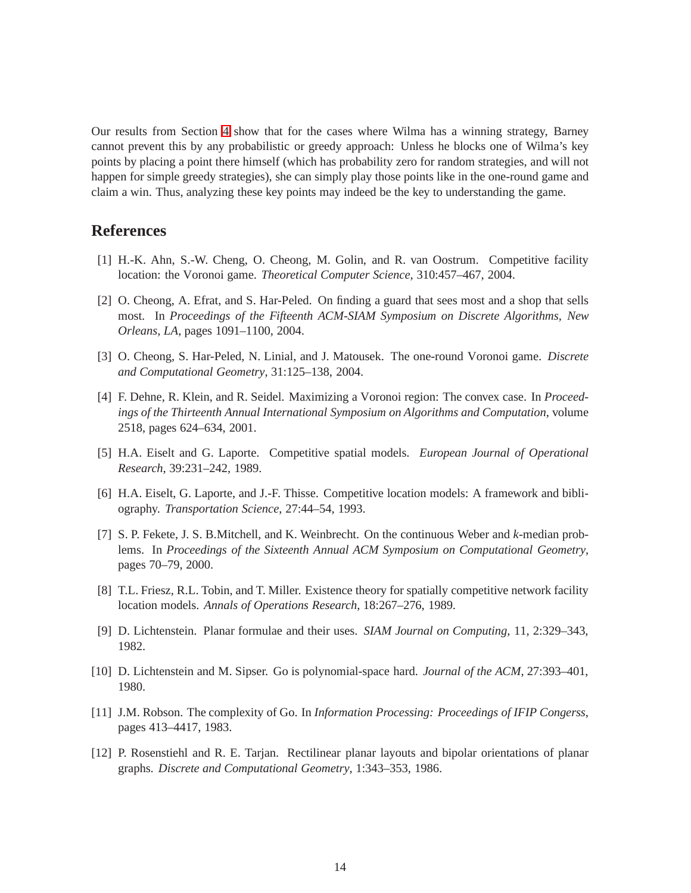Our results from Section 4 show that for the cases where Wilma has a winning strategy, Barney cannot prevent this by any probabilistic or greedy approach: Unless he blocks one of Wilma's key points by placing a point there himself (which has probability zero for random strategies, and will not happen for simple greedy strategies), she can simply play those points like in the one-round game and claim a win. Thus, analyzing these key points may indeed be the key to understanding the game.

## References

[1] H.-K. Ahn, S.-W. Cheng, O. Cheong, M. Golin, and R. van Oostrum. Competitive facility location: the Voronoi game. *Theoretical Computer Science*, 310:457–467, 2004.

[2] O. Cheong, A. Efrat, and S. Har-Peled. On finding a guard that sees most and a shop that sells most. In *Proceedings of the Fifteenth ACM-SIAM Symposium on Discrete Algorithms, New Orleans, LA*, pages 1091–1100, 2004.

[3] O. Cheong, S. Har-Peled, N. Linial, and J. Matousek. The one-round Voronoi game. *Discrete and Computational Geometry*, 31:125–138, 2004.

[4] F. Dehne, R. Klein, and R. Seidel. Maximizing a Voronoi region: The convex case. In *Proceedings of the Thirteenth Annual International Symposium on Algorithms and Computation*, volume 2518, pages 624–634, 2001.

[5] H.A. Eiselt and G. Laporte. Competitive spatial models. *European Journal of Operational Research*, 39:231–242, 1989.

[6] H.A. Eiselt, G. Laporte, and J.-F. Thisse. Competitive location models: A framework and bibliography. *Transportation Science*, 27:44–54, 1993.

[7] S. P. Fekete, J. S. B.Mitchell, and K. Weinbrecht. On the continuous Weber and *k*-median problems. In *Proceedings of the Sixteenth Annual ACM Symposium on Computational Geometry*, pages 70–79, 2000.

[8] T.L. Friesz, R.L. Tobin, and T. Miller. Existence theory for spatially competitive network facility location models. *Annals of Operations Research*, 18:267–276, 1989.

[9] D. Lichtenstein. Planar formulae and their uses. *SIAM Journal on Computing*, 11, 2:329–343, 1982.

[10] D. Lichtenstein and M. Sipser. Go is polynomial-space hard. *Journal of the ACM*, 27:393–401, 1980.

[11] J.M. Robson. The complexity of Go. In *Information Processing: Proceedings of IFIP Congerss*, pages 413–4417, 1983.

[12] P. Rosenstiehl and R. E. Tarjan. Rectilinear planar layouts and bipolar orientations of planar graphs. *Discrete and Computational Geometry*, 1:343–353, 1986.